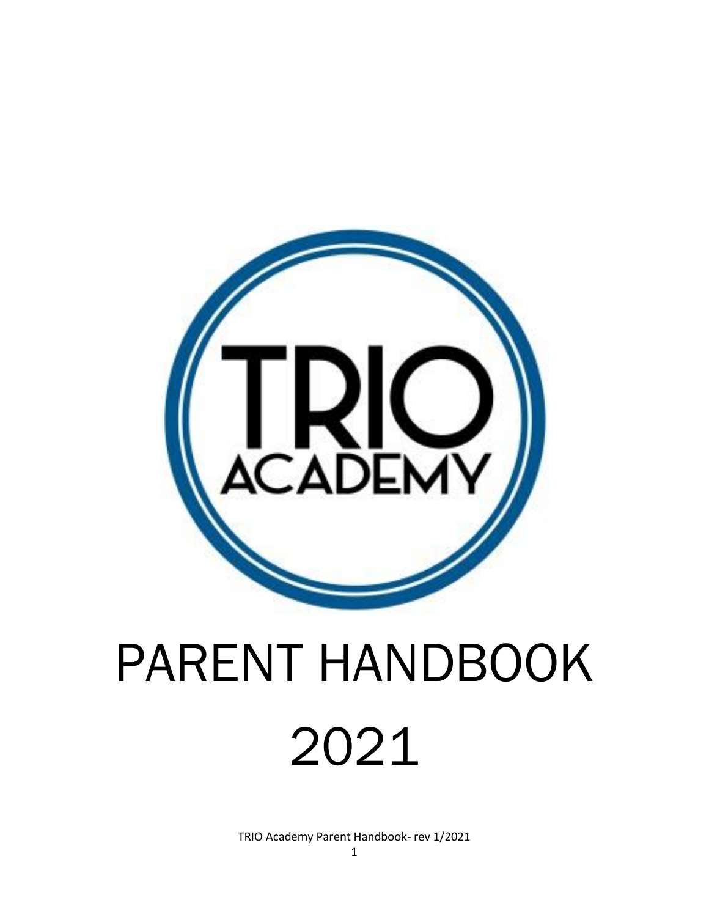TRIO
ACADEMY

# PARENT HANDBOOK

# 2021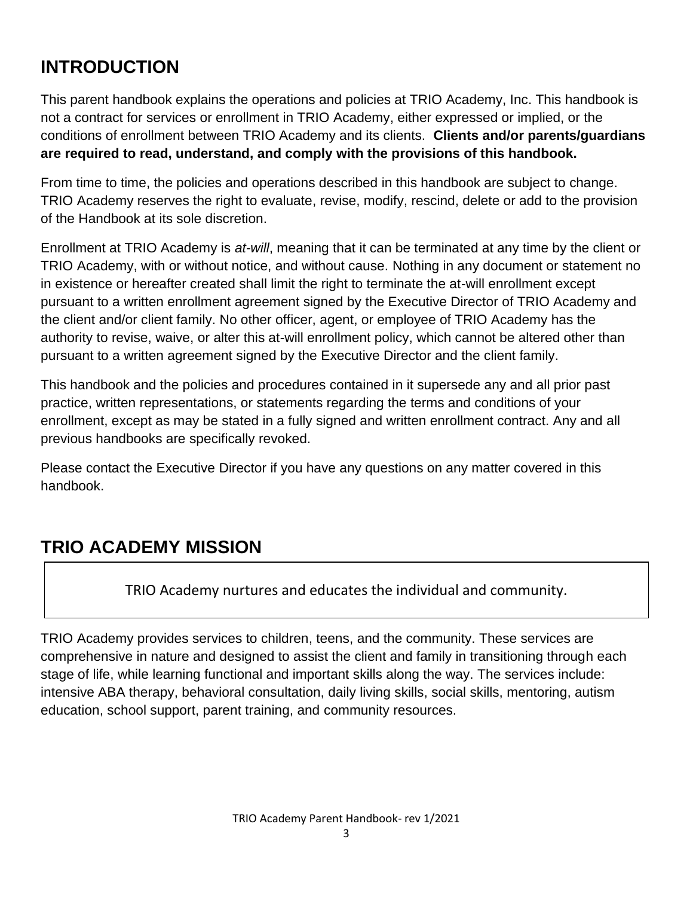## INTRODUCTION

This parent handbook explains the operations and policies at TRIO Academy, Inc. This handbook is not a contract for services or enrollment in TRIO Academy, either expressed or implied, or the conditions of enrollment between TRIO Academy and its clients. **Clients and/or parents/guardians are required to read, understand, and comply with the provisions of this handbook.**

From time to time, the policies and operations described in this handbook are subject to change. TRIO Academy reserves the right to evaluate, revise, modify, rescind, delete or add to the provision of the Handbook at its sole discretion.

Enrollment at TRIO Academy is *at-will*, meaning that it can be terminated at any time by the client or TRIO Academy, with or without notice, and without cause. Nothing in any document or statement no in existence or hereafter created shall limit the right to terminate the at-will enrollment except pursuant to a written enrollment agreement signed by the Executive Director of TRIO Academy and the client and/or client family. No other officer, agent, or employee of TRIO Academy has the authority to revise, waive, or alter this at-will enrollment policy, which cannot be altered other than pursuant to a written agreement signed by the Executive Director and the client family.

This handbook and the policies and procedures contained in it supersede any and all prior past practice, written representations, or statements regarding the terms and conditions of your enrollment, except as may be stated in a fully signed and written enrollment contract. Any and all previous handbooks are specifically revoked.

Please contact the Executive Director if you have any questions on any matter covered in this handbook.

## TRIO ACADEMY MISSION

TRIO Academy nurtures and educates the individual and community.

TRIO Academy provides services to children, teens, and the community. These services are comprehensive in nature and designed to assist the client and family in transitioning through each stage of life, while learning functional and important skills along the way. The services include: intensive ABA therapy, behavioral consultation, daily living skills, social skills, mentoring, autism education, school support, parent training, and community resources.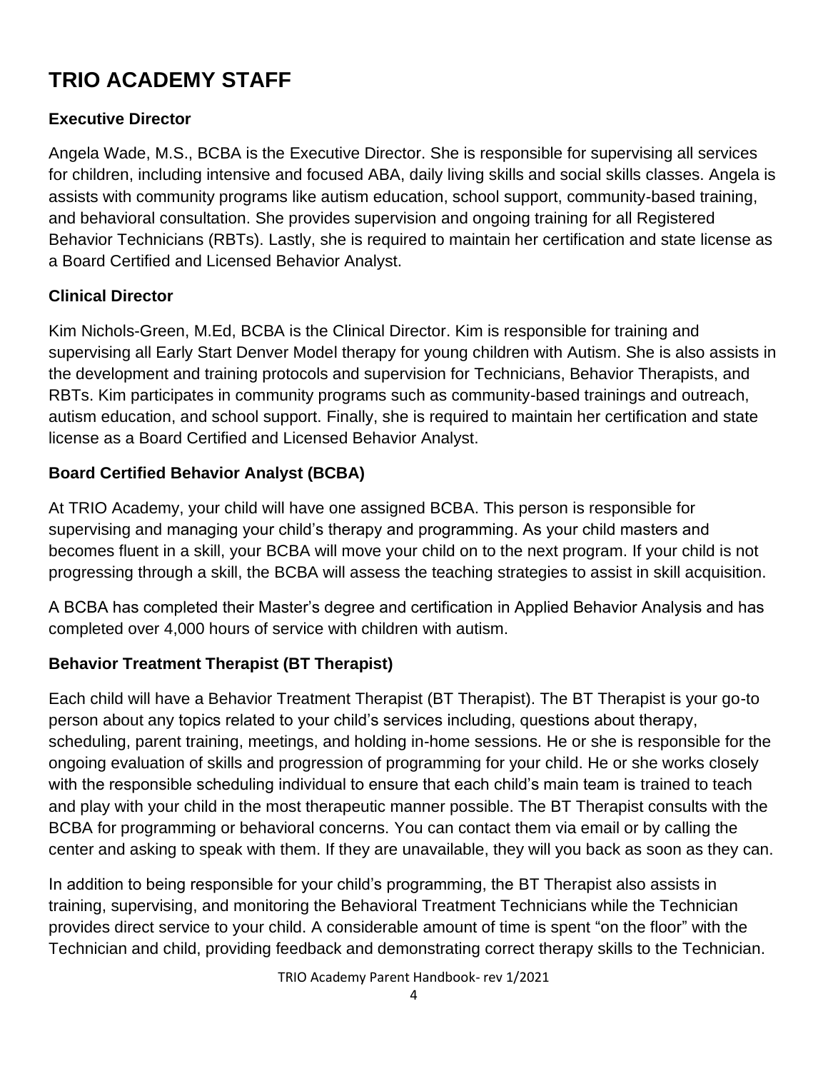# TRIO ACADEMY STAFF

### Executive Director

Angela Wade, M.S., BCBA is the Executive Director. She is responsible for supervising all services for children, including intensive and focused ABA, daily living skills and social skills classes. Angela is assists with community programs like autism education, school support, community-based training, and behavioral consultation. She provides supervision and ongoing training for all Registered Behavior Technicians (RBTs). Lastly, she is required to maintain her certification and state license as a Board Certified and Licensed Behavior Analyst.

### Clinical Director

Kim Nichols-Green, M.Ed, BCBA is the Clinical Director. Kim is responsible for training and supervising all Early Start Denver Model therapy for young children with Autism. She is also assists in the development and training protocols and supervision for Technicians, Behavior Therapists, and RBTs. Kim participates in community programs such as community-based trainings and outreach, autism education, and school support. Finally, she is required to maintain her certification and state license as a Board Certified and Licensed Behavior Analyst.

### Board Certified Behavior Analyst (BCBA)

At TRIO Academy, your child will have one assigned BCBA. This person is responsible for supervising and managing your child's therapy and programming. As your child masters and becomes fluent in a skill, your BCBA will move your child on to the next program. If your child is not progressing through a skill, the BCBA will assess the teaching strategies to assist in skill acquisition.

A BCBA has completed their Master's degree and certification in Applied Behavior Analysis and has completed over 4,000 hours of service with children with autism.

### Behavior Treatment Therapist (BT Therapist)

Each child will have a Behavior Treatment Therapist (BT Therapist). The BT Therapist is your go-to person about any topics related to your child's services including, questions about therapy, scheduling, parent training, meetings, and holding in-home sessions. He or she is responsible for the ongoing evaluation of skills and progression of programming for your child. He or she works closely with the responsible scheduling individual to ensure that each child's main team is trained to teach and play with your child in the most therapeutic manner possible. The BT Therapist consults with the BCBA for programming or behavioral concerns. You can contact them via email or by calling the center and asking to speak with them. If they are unavailable, they will you back as soon as they can.

In addition to being responsible for your child's programming, the BT Therapist also assists in training, supervising, and monitoring the Behavioral Treatment Technicians while the Technician provides direct service to your child. A considerable amount of time is spent "on the floor" with the Technician and child, providing feedback and demonstrating correct therapy skills to the Technician.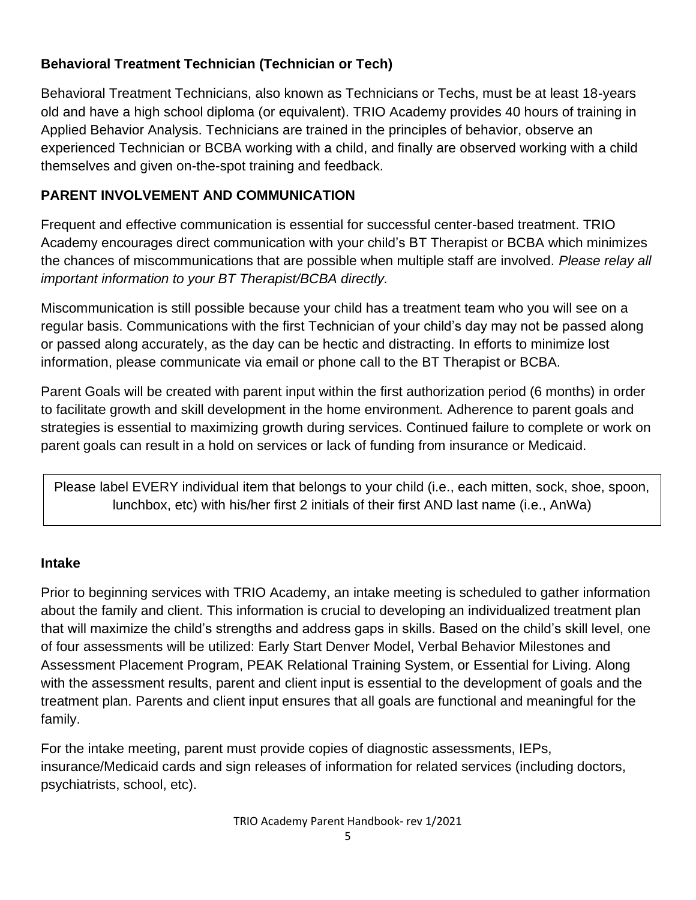### Behavioral Treatment Technician (Technician or Tech)

Behavioral Treatment Technicians, also known as Technicians or Techs, must be at least 18-years old and have a high school diploma (or equivalent). TRIO Academy provides 40 hours of training in Applied Behavior Analysis. Technicians are trained in the principles of behavior, observe an experienced Technician or BCBA working with a child, and finally are observed working with a child themselves and given on-the-spot training and feedback.

## PARENT INVOLVEMENT AND COMMUNICATION

Frequent and effective communication is essential for successful center-based treatment. TRIO Academy encourages direct communication with your child's BT Therapist or BCBA which minimizes the chances of miscommunications that are possible when multiple staff are involved. *Please relay all important information to your BT Therapist/BCBA directly.*

Miscommunication is still possible because your child has a treatment team who you will see on a regular basis. Communications with the first Technician of your child's day may not be passed along or passed along accurately, as the day can be hectic and distracting. In efforts to minimize lost information, please communicate via email or phone call to the BT Therapist or BCBA.

Parent Goals will be created with parent input within the first authorization period (6 months) in order to facilitate growth and skill development in the home environment. Adherence to parent goals and strategies is essential to maximizing growth during services. Continued failure to complete or work on parent goals can result in a hold on services or lack of funding from insurance or Medicaid.

Please label EVERY individual item that belongs to your child (i.e., each mitten, sock, shoe, spoon, lunchbox, etc) with his/her first 2 initials of their first AND last name (i.e., AnWa)

### Intake

Prior to beginning services with TRIO Academy, an intake meeting is scheduled to gather information about the family and client. This information is crucial to developing an individualized treatment plan that will maximize the child's strengths and address gaps in skills. Based on the child's skill level, one of four assessments will be utilized: Early Start Denver Model, Verbal Behavior Milestones and Assessment Placement Program, PEAK Relational Training System, or Essential for Living. Along with the assessment results, parent and client input is essential to the development of goals and the treatment plan. Parents and client input ensures that all goals are functional and meaningful for the family.

For the intake meeting, parent must provide copies of diagnostic assessments, IEPs, insurance/Medicaid cards and sign releases of information for related services (including doctors, psychiatrists, school, etc).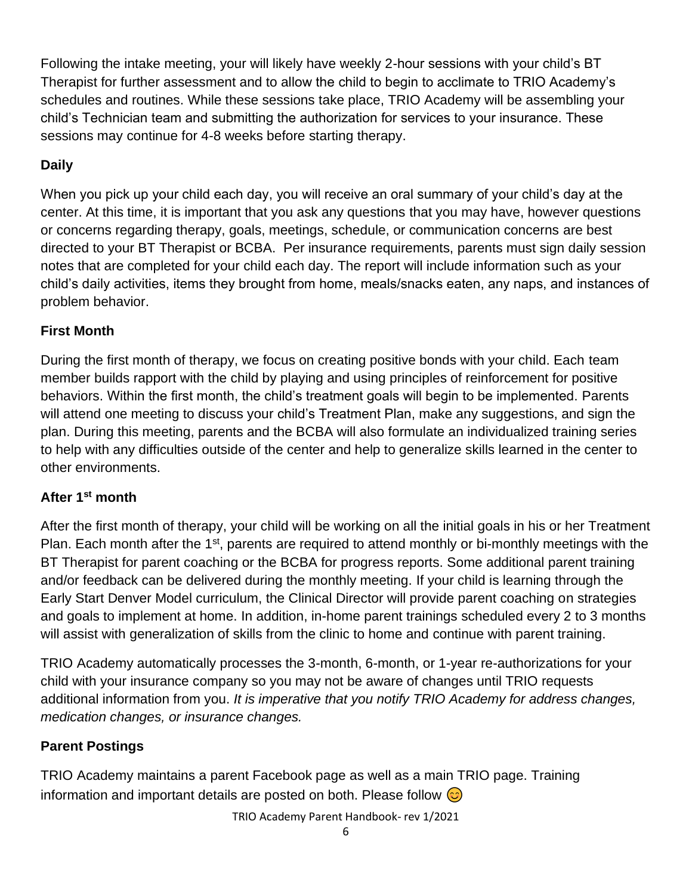Following the intake meeting, your will likely have weekly 2-hour sessions with your child's BT Therapist for further assessment and to allow the child to begin to acclimate to TRIO Academy's schedules and routines. While these sessions take place, TRIO Academy will be assembling your child's Technician team and submitting the authorization for services to your insurance. These sessions may continue for 4-8 weeks before starting therapy.

**Daily**

When you pick up your child each day, you will receive an oral summary of your child's day at the center. At this time, it is important that you ask any questions that you may have, however questions or concerns regarding therapy, goals, meetings, schedule, or communication concerns are best directed to your BT Therapist or BCBA. Per insurance requirements, parents must sign daily session notes that are completed for your child each day. The report will include information such as your child's daily activities, items they brought from home, meals/snacks eaten, any naps, and instances of problem behavior.

**First Month**

During the first month of therapy, we focus on creating positive bonds with your child. Each team member builds rapport with the child by playing and using principles of reinforcement for positive behaviors. Within the first month, the child's treatment goals will begin to be implemented. Parents will attend one meeting to discuss your child's Treatment Plan, make any suggestions, and sign the plan. During this meeting, parents and the BCBA will also formulate an individualized training series to help with any difficulties outside of the center and help to generalize skills learned in the center to other environments.

**After 1st month**

After the first month of therapy, your child will be working on all the initial goals in his or her Treatment Plan. Each month after the 1st, parents are required to attend monthly or bi-monthly meetings with the BT Therapist for parent coaching or the BCBA for progress reports. Some additional parent training and/or feedback can be delivered during the monthly meeting. If your child is learning through the Early Start Denver Model curriculum, the Clinical Director will provide parent coaching on strategies and goals to implement at home. In addition, in-home parent trainings scheduled every 2 to 3 months will assist with generalization of skills from the clinic to home and continue with parent training.

TRIO Academy automatically processes the 3-month, 6-month, or 1-year re-authorizations for your child with your insurance company so you may not be aware of changes until TRIO requests additional information from you. *It is imperative that you notify TRIO Academy for address changes, medication changes, or insurance changes.*

**Parent Postings**

TRIO Academy maintains a parent Facebook page as well as a main TRIO page. Training information and important details are posted on both. Please follow 😊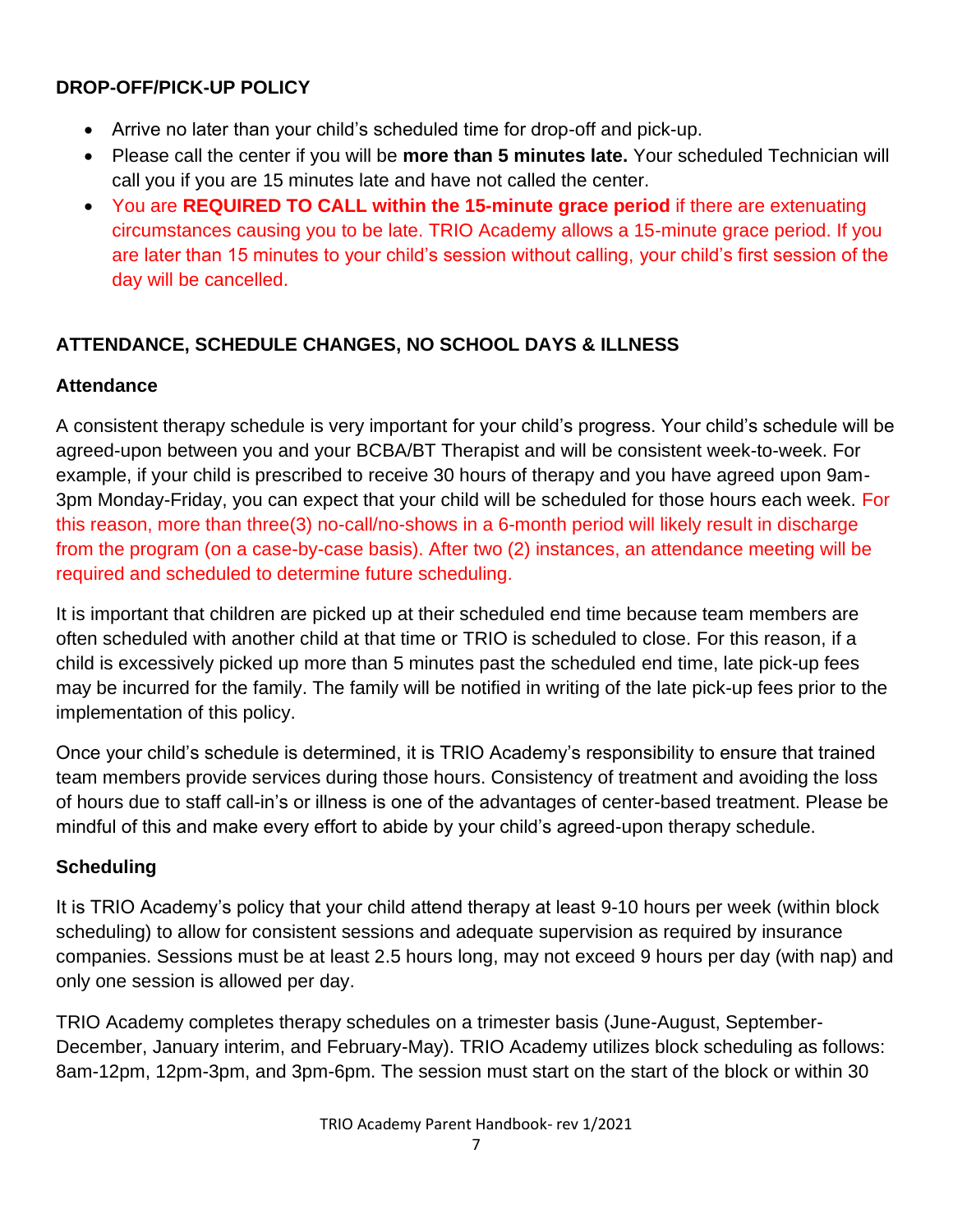## DROP-OFF/PICK-UP POLICY

- Arrive no later than your child's scheduled time for drop-off and pick-up.
- Please call the center if you will be **more than 5 minutes late.** Your scheduled Technician will call you if you are 15 minutes late and have not called the center.
- You are **REQUIRED TO CALL within the 15-minute grace period** if there are extenuating circumstances causing you to be late. TRIO Academy allows a 15-minute grace period. If you are later than 15 minutes to your child's session without calling, your child's first session of the day will be cancelled.

## ATTENDANCE, SCHEDULE CHANGES, NO SCHOOL DAYS & ILLNESS

### Attendance

A consistent therapy schedule is very important for your child's progress. Your child's schedule will be agreed-upon between you and your BCBA/BT Therapist and will be consistent week-to-week. For example, if your child is prescribed to receive 30 hours of therapy and you have agreed upon 9am-3pm Monday-Friday, you can expect that your child will be scheduled for those hours each week. For this reason, more than three(3) no-call/no-shows in a 6-month period will likely result in discharge from the program (on a case-by-case basis). After two (2) instances, an attendance meeting will be required and scheduled to determine future scheduling.

It is important that children are picked up at their scheduled end time because team members are often scheduled with another child at that time or TRIO is scheduled to close. For this reason, if a child is excessively picked up more than 5 minutes past the scheduled end time, late pick-up fees may be incurred for the family. The family will be notified in writing of the late pick-up fees prior to the implementation of this policy.

Once your child's schedule is determined, it is TRIO Academy's responsibility to ensure that trained team members provide services during those hours. Consistency of treatment and avoiding the loss of hours due to staff call-in's or illness is one of the advantages of center-based treatment. Please be mindful of this and make every effort to abide by your child's agreed-upon therapy schedule.

### Scheduling

It is TRIO Academy's policy that your child attend therapy at least 9-10 hours per week (within block scheduling) to allow for consistent sessions and adequate supervision as required by insurance companies. Sessions must be at least 2.5 hours long, may not exceed 9 hours per day (with nap) and only one session is allowed per day.

TRIO Academy completes therapy schedules on a trimester basis (June-August, September-December, January interim, and February-May). TRIO Academy utilizes block scheduling as follows: 8am-12pm, 12pm-3pm, and 3pm-6pm. The session must start on the start of the block or within 30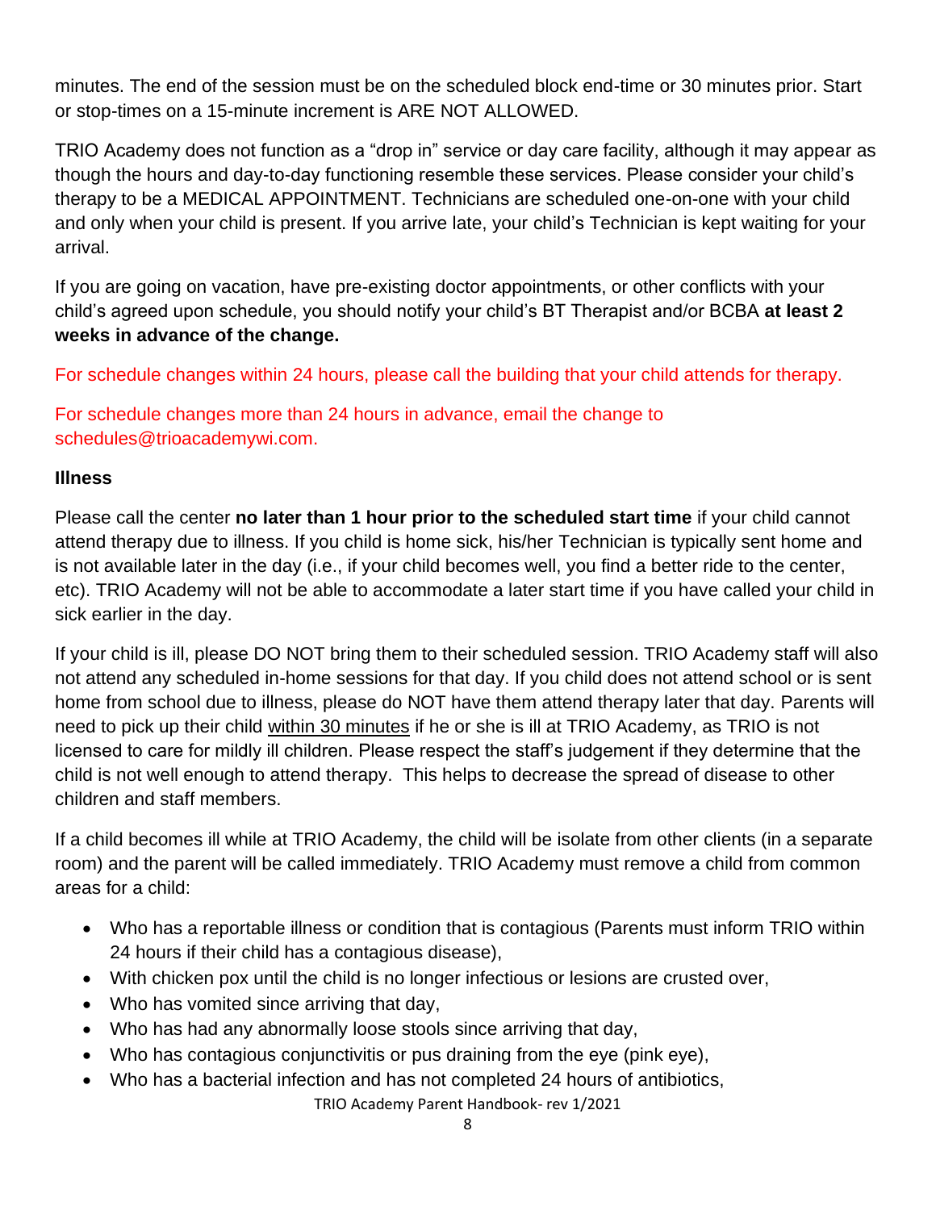minutes. The end of the session must be on the scheduled block end-time or 30 minutes prior. Start or stop-times on a 15-minute increment is ARE NOT ALLOWED.

TRIO Academy does not function as a "drop in" service or day care facility, although it may appear as though the hours and day-to-day functioning resemble these services. Please consider your child's therapy to be a MEDICAL APPOINTMENT. Technicians are scheduled one-on-one with your child and only when your child is present. If you arrive late, your child's Technician is kept waiting for your arrival.

If you are going on vacation, have pre-existing doctor appointments, or other conflicts with your child's agreed upon schedule, you should notify your child's BT Therapist and/or BCBA **at least 2 weeks in advance of the change.**

For schedule changes within 24 hours, please call the building that your child attends for therapy.

For schedule changes more than 24 hours in advance, email the change to schedules@trioacademywi.com.

**Illness**

Please call the center **no later than 1 hour prior to the scheduled start time** if your child cannot attend therapy due to illness. If you child is home sick, his/her Technician is typically sent home and is not available later in the day (i.e., if your child becomes well, you find a better ride to the center, etc). TRIO Academy will not be able to accommodate a later start time if you have called your child in sick earlier in the day.

If your child is ill, please DO NOT bring them to their scheduled session. TRIO Academy staff will also not attend any scheduled in-home sessions for that day. If you child does not attend school or is sent home from school due to illness, please do NOT have them attend therapy later that day. Parents will need to pick up their child within 30 minutes if he or she is ill at TRIO Academy, as TRIO is not licensed to care for mildly ill children. Please respect the staff's judgement if they determine that the child is not well enough to attend therapy. This helps to decrease the spread of disease to other children and staff members.

If a child becomes ill while at TRIO Academy, the child will be isolate from other clients (in a separate room) and the parent will be called immediately. TRIO Academy must remove a child from common areas for a child:

- Who has a reportable illness or condition that is contagious (Parents must inform TRIO within 24 hours if their child has a contagious disease),
- With chicken pox until the child is no longer infectious or lesions are crusted over,
- Who has vomited since arriving that day,
- Who has had any abnormally loose stools since arriving that day,
- Who has contagious conjunctivitis or pus draining from the eye (pink eye),
- Who has a bacterial infection and has not completed 24 hours of antibiotics,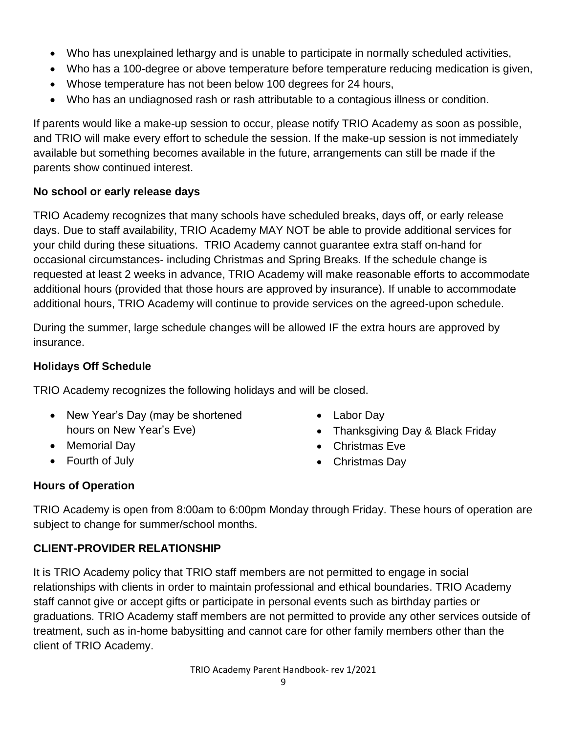- Who has unexplained lethargy and is unable to participate in normally scheduled activities,
- Who has a 100-degree or above temperature before temperature reducing medication is given,
- Whose temperature has not been below 100 degrees for 24 hours,
- Who has an undiagnosed rash or rash attributable to a contagious illness or condition.

If parents would like a make-up session to occur, please notify TRIO Academy as soon as possible, and TRIO will make every effort to schedule the session. If the make-up session is not immediately available but something becomes available in the future, arrangements can still be made if the parents show continued interest.

**No school or early release days**

TRIO Academy recognizes that many schools have scheduled breaks, days off, or early release days. Due to staff availability, TRIO Academy MAY NOT be able to provide additional services for your child during these situations. TRIO Academy cannot guarantee extra staff on-hand for occasional circumstances- including Christmas and Spring Breaks. If the schedule change is requested at least 2 weeks in advance, TRIO Academy will make reasonable efforts to accommodate additional hours (provided that those hours are approved by insurance). If unable to accommodate additional hours, TRIO Academy will continue to provide services on the agreed-upon schedule.

During the summer, large schedule changes will be allowed IF the extra hours are approved by insurance.

**Holidays Off Schedule**

TRIO Academy recognizes the following holidays and will be closed.

- New Year's Day (may be shortened hours on New Year's Eve)
- Memorial Day
- Fourth of July
- Labor Day
- Thanksgiving Day & Black Friday
- Christmas Eve
- Christmas Day

**Hours of Operation**

TRIO Academy is open from 8:00am to 6:00pm Monday through Friday. These hours of operation are subject to change for summer/school months.

**CLIENT-PROVIDER RELATIONSHIP**

It is TRIO Academy policy that TRIO staff members are not permitted to engage in social relationships with clients in order to maintain professional and ethical boundaries. TRIO Academy staff cannot give or accept gifts or participate in personal events such as birthday parties or graduations. TRIO Academy staff members are not permitted to provide any other services outside of treatment, such as in-home babysitting and cannot care for other family members other than the client of TRIO Academy.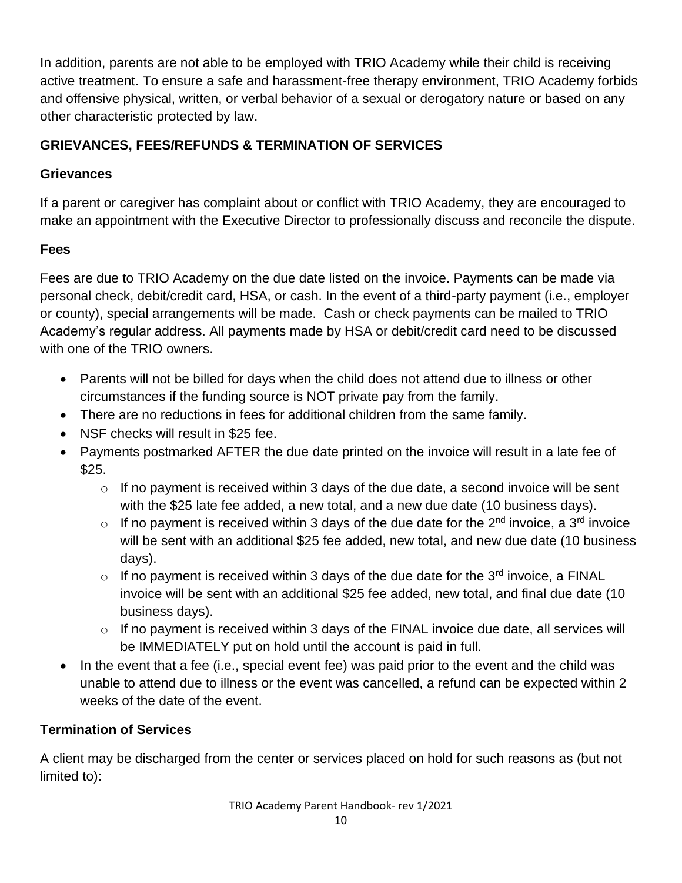In addition, parents are not able to be employed with TRIO Academy while their child is receiving active treatment. To ensure a safe and harassment-free therapy environment, TRIO Academy forbids and offensive physical, written, or verbal behavior of a sexual or derogatory nature or based on any other characteristic protected by law.

## GRIEVANCES, FEES/REFUNDS & TERMINATION OF SERVICES

### Grievances

If a parent or caregiver has complaint about or conflict with TRIO Academy, they are encouraged to make an appointment with the Executive Director to professionally discuss and reconcile the dispute.

### Fees

Fees are due to TRIO Academy on the due date listed on the invoice. Payments can be made via personal check, debit/credit card, HSA, or cash. In the event of a third-party payment (i.e., employer or county), special arrangements will be made. Cash or check payments can be mailed to TRIO Academy's regular address. All payments made by HSA or debit/credit card need to be discussed with one of the TRIO owners.

- Parents will not be billed for days when the child does not attend due to illness or other circumstances if the funding source is NOT private pay from the family.
- There are no reductions in fees for additional children from the same family.
- NSF checks will result in $25 fee.
- Payments postmarked AFTER the due date printed on the invoice will result in a late fee of $25.
  - If no payment is received within 3 days of the due date, a second invoice will be sent with the $25 late fee added, a new total, and a new due date (10 business days).
  - If no payment is received within 3 days of the due date for the 2nd invoice, a 3rd invoice will be sent with an additional $25 fee added, new total, and new due date (10 business days).
  - If no payment is received within 3 days of the due date for the 3rd invoice, a FINAL invoice will be sent with an additional $25 fee added, new total, and final due date (10 business days).
  - If no payment is received within 3 days of the FINAL invoice due date, all services will be IMMEDIATELY put on hold until the account is paid in full.
- In the event that a fee (i.e., special event fee) was paid prior to the event and the child was unable to attend due to illness or the event was cancelled, a refund can be expected within 2 weeks of the date of the event.

### Termination of Services

A client may be discharged from the center or services placed on hold for such reasons as (but not limited to):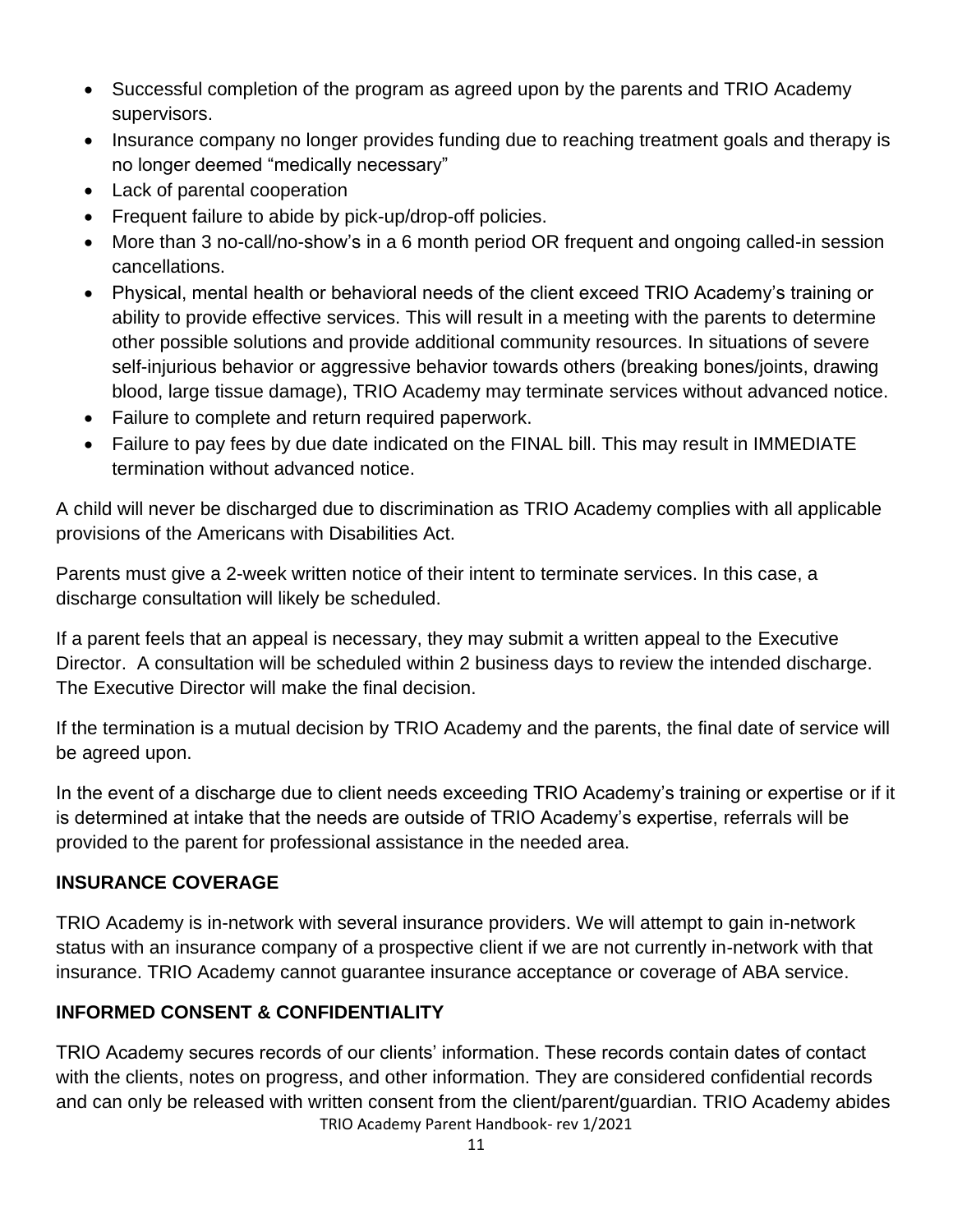- Successful completion of the program as agreed upon by the parents and TRIO Academy supervisors.
- Insurance company no longer provides funding due to reaching treatment goals and therapy is no longer deemed "medically necessary"
- Lack of parental cooperation
- Frequent failure to abide by pick-up/drop-off policies.
- More than 3 no-call/no-show's in a 6 month period OR frequent and ongoing called-in session cancellations.
- Physical, mental health or behavioral needs of the client exceed TRIO Academy's training or ability to provide effective services. This will result in a meeting with the parents to determine other possible solutions and provide additional community resources. In situations of severe self-injurious behavior or aggressive behavior towards others (breaking bones/joints, drawing blood, large tissue damage), TRIO Academy may terminate services without advanced notice.
- Failure to complete and return required paperwork.
- Failure to pay fees by due date indicated on the FINAL bill. This may result in IMMEDIATE termination without advanced notice.

A child will never be discharged due to discrimination as TRIO Academy complies with all applicable provisions of the Americans with Disabilities Act.

Parents must give a 2-week written notice of their intent to terminate services. In this case, a discharge consultation will likely be scheduled.

If a parent feels that an appeal is necessary, they may submit a written appeal to the Executive Director. A consultation will be scheduled within 2 business days to review the intended discharge. The Executive Director will make the final decision.

If the termination is a mutual decision by TRIO Academy and the parents, the final date of service will be agreed upon.

In the event of a discharge due to client needs exceeding TRIO Academy's training or expertise or if it is determined at intake that the needs are outside of TRIO Academy's expertise, referrals will be provided to the parent for professional assistance in the needed area.

## INSURANCE COVERAGE

TRIO Academy is in-network with several insurance providers. We will attempt to gain in-network status with an insurance company of a prospective client if we are not currently in-network with that insurance. TRIO Academy cannot guarantee insurance acceptance or coverage of ABA service.

## INFORMED CONSENT & CONFIDENTIALITY

TRIO Academy secures records of our clients' information. These records contain dates of contact with the clients, notes on progress, and other information. They are considered confidential records and can only be released with written consent from the client/parent/guardian. TRIO Academy abides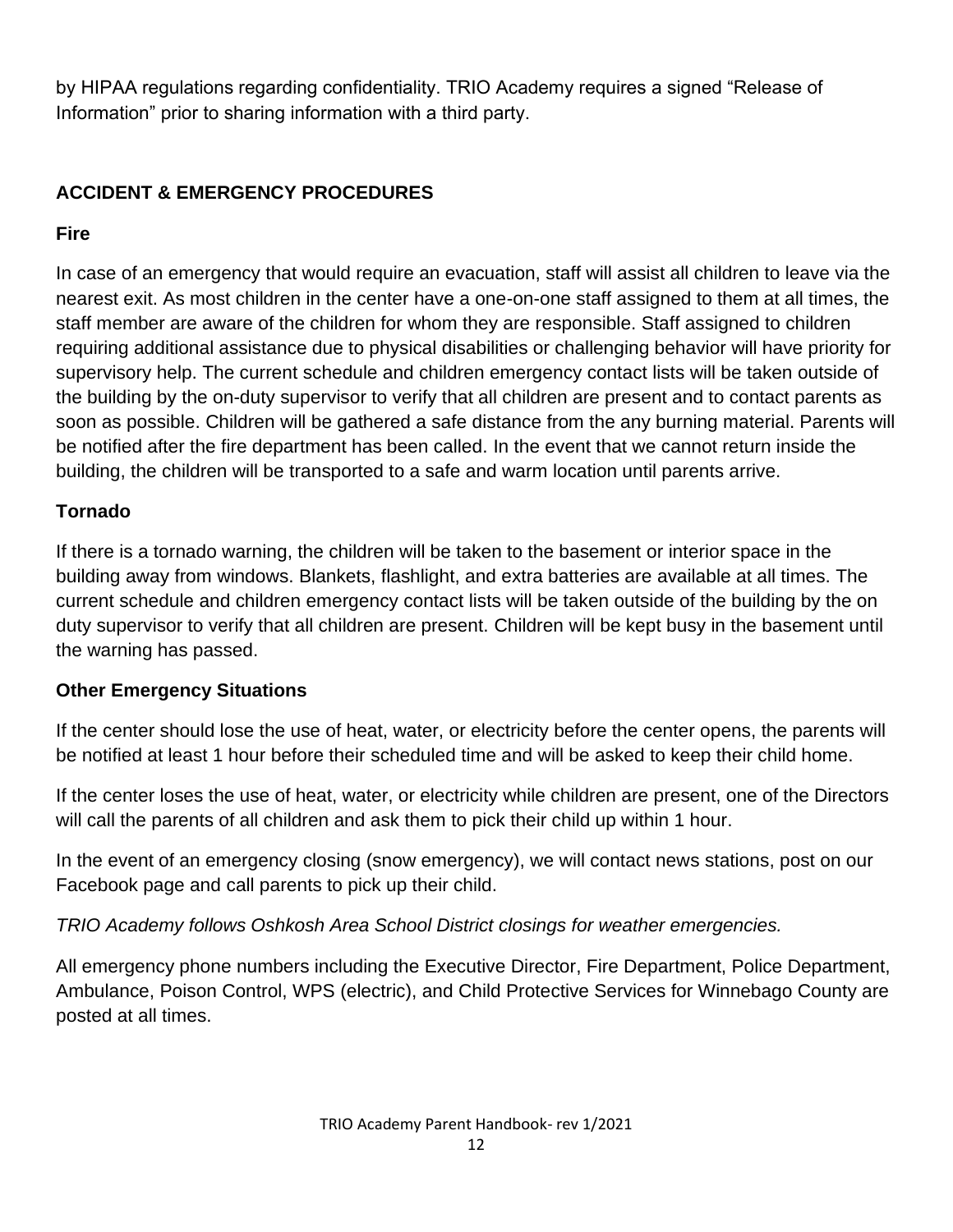by HIPAA regulations regarding confidentiality. TRIO Academy requires a signed "Release of Information" prior to sharing information with a third party.

## ACCIDENT & EMERGENCY PROCEDURES

### Fire

In case of an emergency that would require an evacuation, staff will assist all children to leave via the nearest exit. As most children in the center have a one-on-one staff assigned to them at all times, the staff member are aware of the children for whom they are responsible. Staff assigned to children requiring additional assistance due to physical disabilities or challenging behavior will have priority for supervisory help. The current schedule and children emergency contact lists will be taken outside of the building by the on-duty supervisor to verify that all children are present and to contact parents as soon as possible. Children will be gathered a safe distance from the any burning material. Parents will be notified after the fire department has been called. In the event that we cannot return inside the building, the children will be transported to a safe and warm location until parents arrive.

### Tornado

If there is a tornado warning, the children will be taken to the basement or interior space in the building away from windows. Blankets, flashlight, and extra batteries are available at all times. The current schedule and children emergency contact lists will be taken outside of the building by the on duty supervisor to verify that all children are present. Children will be kept busy in the basement until the warning has passed.

### Other Emergency Situations

If the center should lose the use of heat, water, or electricity before the center opens, the parents will be notified at least 1 hour before their scheduled time and will be asked to keep their child home.

If the center loses the use of heat, water, or electricity while children are present, one of the Directors will call the parents of all children and ask them to pick their child up within 1 hour.

In the event of an emergency closing (snow emergency), we will contact news stations, post on our Facebook page and call parents to pick up their child.

*TRIO Academy follows Oshkosh Area School District closings for weather emergencies.*

All emergency phone numbers including the Executive Director, Fire Department, Police Department, Ambulance, Poison Control, WPS (electric), and Child Protective Services for Winnebago County are posted at all times.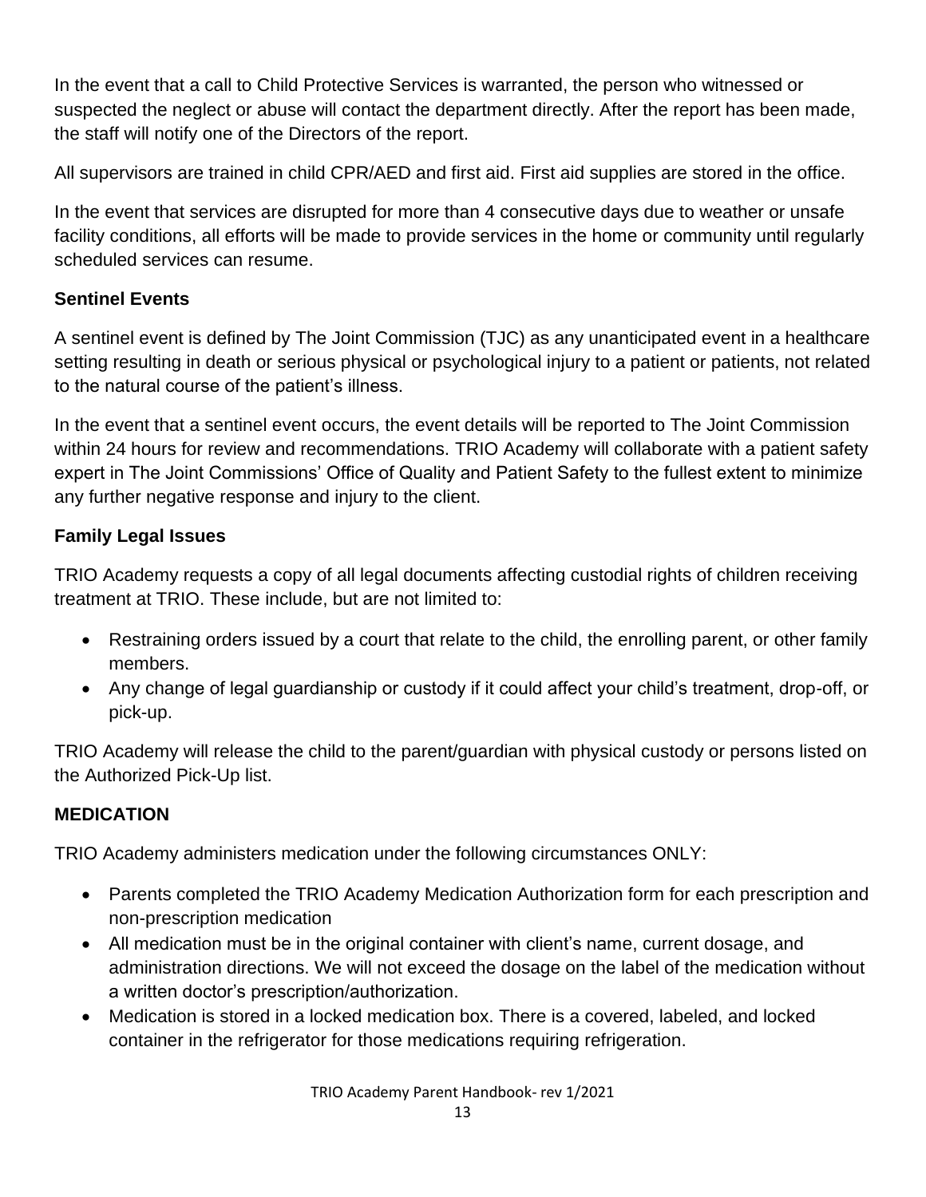In the event that a call to Child Protective Services is warranted, the person who witnessed or suspected the neglect or abuse will contact the department directly. After the report has been made, the staff will notify one of the Directors of the report.

All supervisors are trained in child CPR/AED and first aid. First aid supplies are stored in the office.

In the event that services are disrupted for more than 4 consecutive days due to weather or unsafe facility conditions, all efforts will be made to provide services in the home or community until regularly scheduled services can resume.

### Sentinel Events

A sentinel event is defined by The Joint Commission (TJC) as any unanticipated event in a healthcare setting resulting in death or serious physical or psychological injury to a patient or patients, not related to the natural course of the patient's illness.

In the event that a sentinel event occurs, the event details will be reported to The Joint Commission within 24 hours for review and recommendations. TRIO Academy will collaborate with a patient safety expert in The Joint Commissions' Office of Quality and Patient Safety to the fullest extent to minimize any further negative response and injury to the client.

### Family Legal Issues

TRIO Academy requests a copy of all legal documents affecting custodial rights of children receiving treatment at TRIO. These include, but are not limited to:

- Restraining orders issued by a court that relate to the child, the enrolling parent, or other family members.
- Any change of legal guardianship or custody if it could affect your child's treatment, drop-off, or pick-up.

TRIO Academy will release the child to the parent/guardian with physical custody or persons listed on the Authorized Pick-Up list.

### MEDICATION

TRIO Academy administers medication under the following circumstances ONLY:

- Parents completed the TRIO Academy Medication Authorization form for each prescription and non-prescription medication
- All medication must be in the original container with client's name, current dosage, and administration directions. We will not exceed the dosage on the label of the medication without a written doctor's prescription/authorization.
- Medication is stored in a locked medication box. There is a covered, labeled, and locked container in the refrigerator for those medications requiring refrigeration.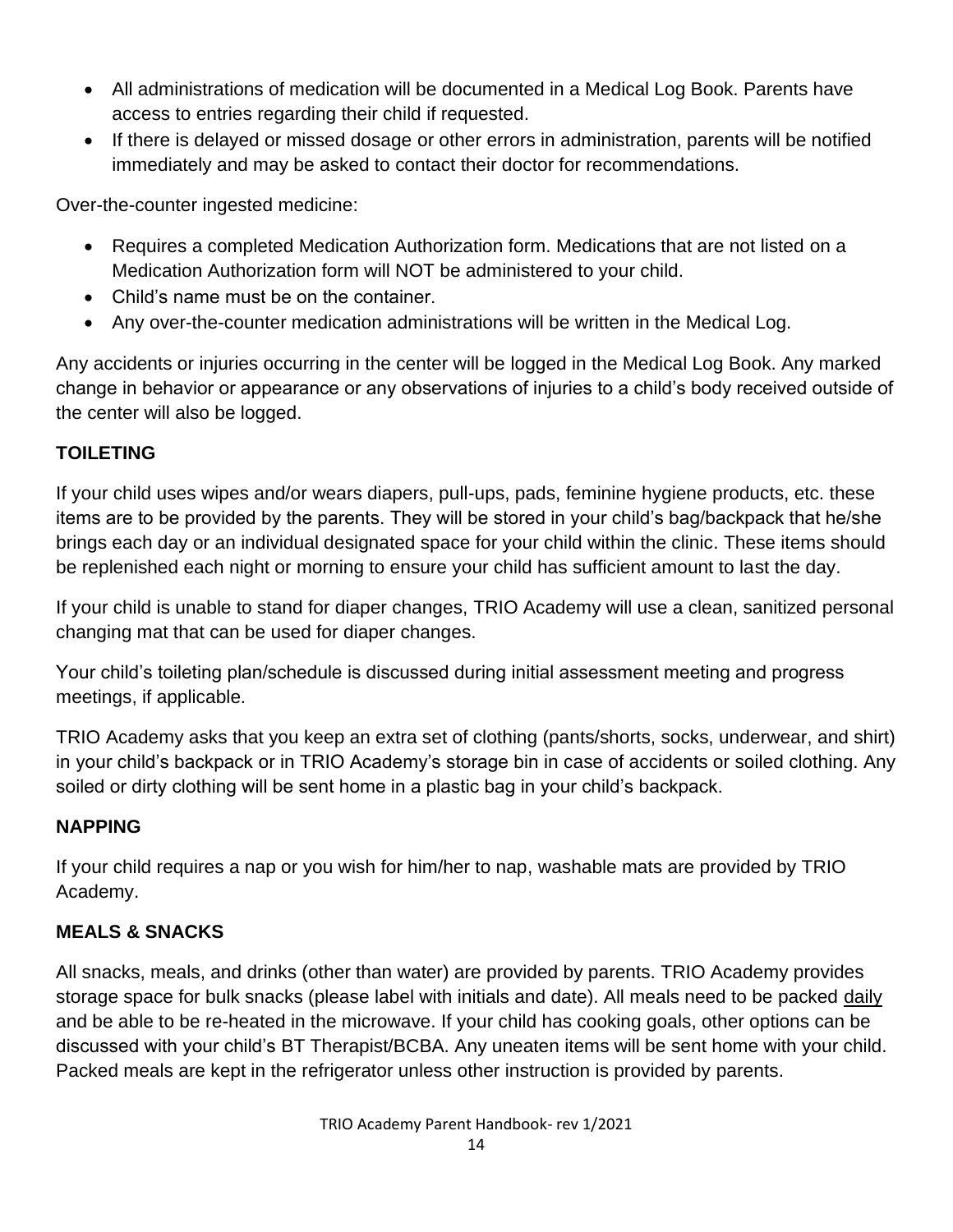- All administrations of medication will be documented in a Medical Log Book. Parents have access to entries regarding their child if requested.
- If there is delayed or missed dosage or other errors in administration, parents will be notified immediately and may be asked to contact their doctor for recommendations.

Over-the-counter ingested medicine:

- Requires a completed Medication Authorization form. Medications that are not listed on a Medication Authorization form will NOT be administered to your child.
- Child's name must be on the container.
- Any over-the-counter medication administrations will be written in the Medical Log.

Any accidents or injuries occurring in the center will be logged in the Medical Log Book. Any marked change in behavior or appearance or any observations of injuries to a child's body received outside of the center will also be logged.

## TOILETING

If your child uses wipes and/or wears diapers, pull-ups, pads, feminine hygiene products, etc. these items are to be provided by the parents. They will be stored in your child's bag/backpack that he/she brings each day or an individual designated space for your child within the clinic. These items should be replenished each night or morning to ensure your child has sufficient amount to last the day.

If your child is unable to stand for diaper changes, TRIO Academy will use a clean, sanitized personal changing mat that can be used for diaper changes.

Your child's toileting plan/schedule is discussed during initial assessment meeting and progress meetings, if applicable.

TRIO Academy asks that you keep an extra set of clothing (pants/shorts, socks, underwear, and shirt) in your child's backpack or in TRIO Academy's storage bin in case of accidents or soiled clothing. Any soiled or dirty clothing will be sent home in a plastic bag in your child's backpack.

## NAPPING

If your child requires a nap or you wish for him/her to nap, washable mats are provided by TRIO Academy.

## MEALS & SNACKS

All snacks, meals, and drinks (other than water) are provided by parents. TRIO Academy provides storage space for bulk snacks (please label with initials and date). All meals need to be packed daily and be able to be re-heated in the microwave. If your child has cooking goals, other options can be discussed with your child's BT Therapist/BCBA. Any uneaten items will be sent home with your child. Packed meals are kept in the refrigerator unless other instruction is provided by parents.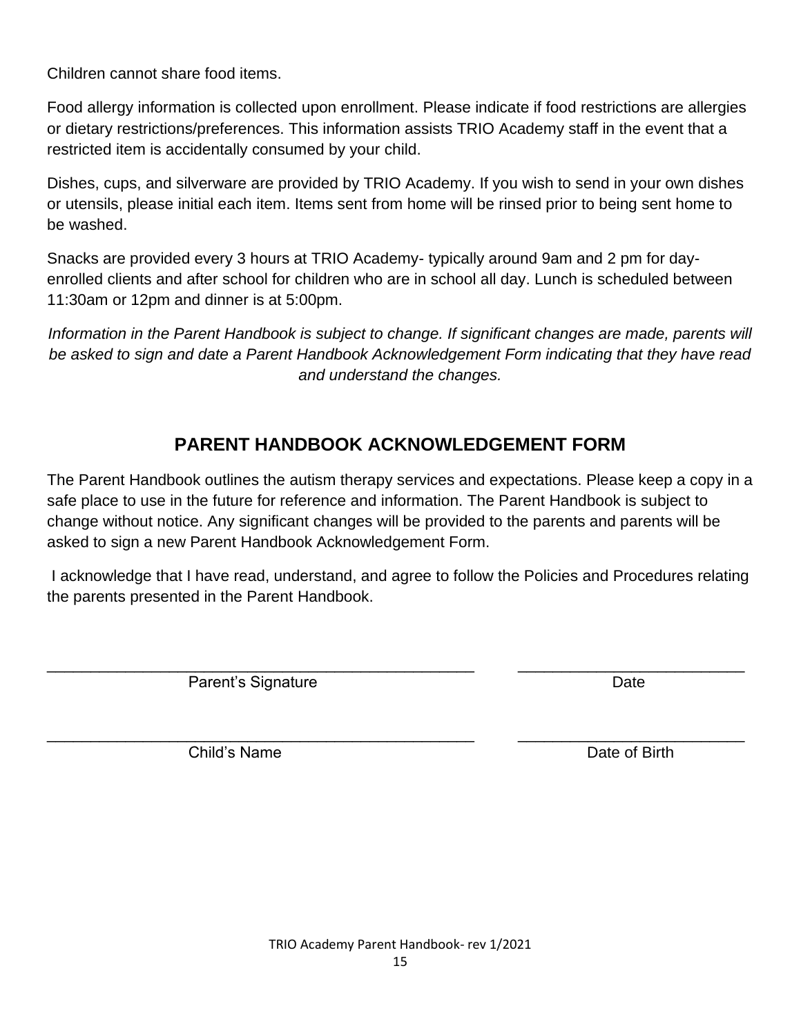Children cannot share food items.

Food allergy information is collected upon enrollment. Please indicate if food restrictions are allergies or dietary restrictions/preferences. This information assists TRIO Academy staff in the event that a restricted item is accidentally consumed by your child.

Dishes, cups, and silverware are provided by TRIO Academy. If you wish to send in your own dishes or utensils, please initial each item. Items sent from home will be rinsed prior to being sent home to be washed.

Snacks are provided every 3 hours at TRIO Academy- typically around 9am and 2 pm for day-enrolled clients and after school for children who are in school all day. Lunch is scheduled between 11:30am or 12pm and dinner is at 5:00pm.

*Information in the Parent Handbook is subject to change. If significant changes are made, parents will be asked to sign and date a Parent Handbook Acknowledgement Form indicating that they have read and understand the changes.*

## PARENT HANDBOOK ACKNOWLEDGEMENT FORM

The Parent Handbook outlines the autism therapy services and expectations. Please keep a copy in a safe place to use in the future for reference and information. The Parent Handbook is subject to change without notice. Any significant changes will be provided to the parents and parents will be asked to sign a new Parent Handbook Acknowledgement Form.

I acknowledge that I have read, understand, and agree to follow the Policies and Procedures relating the parents presented in the Parent Handbook.

\_\_\_\_\_\_\_\_\_\_\_\_\_\_\_\_\_\_\_\_\_\_\_\_\_\_\_\_\_\_\_\_\_\_\_\_\_\_\_\_\_\_\_\_\_\_\_\_ \_\_\_\_\_\_\_\_\_\_\_\_\_\_\_\_\_\_\_\_\_\_\_\_\_\_\_
Parent's Signature Date

\_\_\_\_\_\_\_\_\_\_\_\_\_\_\_\_\_\_\_\_\_\_\_\_\_\_\_\_\_\_\_\_\_\_\_\_\_\_\_\_\_\_\_\_\_\_\_\_ \_\_\_\_\_\_\_\_\_\_\_\_\_\_\_\_\_\_\_\_\_\_\_\_\_\_\_
Child's Name Date of Birth